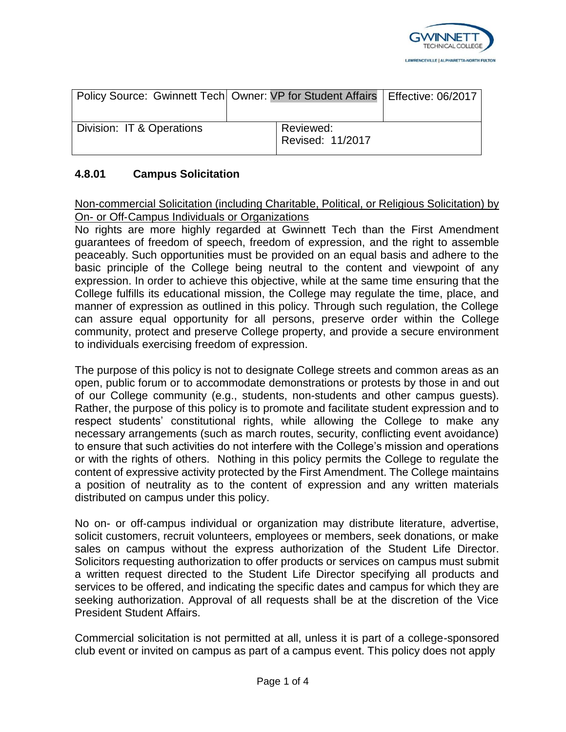| Policy Source: Gwinnett Tech | Owner: VP for Student Affairs | Effective: 06/2017 |
| --- | --- | --- |
| Division: IT & Operations | Reviewed: Revised: 11/2017 | |

## 4.8.01 Campus Solicitation

Non-commercial Solicitation (including Charitable, Political, or Religious Solicitation) by On- or Off-Campus Individuals or Organizations

No rights are more highly regarded at Gwinnett Tech than the First Amendment guarantees of freedom of speech, freedom of expression, and the right to assemble peaceably. Such opportunities must be provided on an equal basis and adhere to the basic principle of the College being neutral to the content and viewpoint of any expression. In order to achieve this objective, while at the same time ensuring that the College fulfills its educational mission, the College may regulate the time, place, and manner of expression as outlined in this policy. Through such regulation, the College can assure equal opportunity for all persons, preserve order within the College community, protect and preserve College property, and provide a secure environment to individuals exercising freedom of expression.

The purpose of this policy is not to designate College streets and common areas as an open, public forum or to accommodate demonstrations or protests by those in and out of our College community (e.g., students, non-students and other campus guests). Rather, the purpose of this policy is to promote and facilitate student expression and to respect students' constitutional rights, while allowing the College to make any necessary arrangements (such as march routes, security, conflicting event avoidance) to ensure that such activities do not interfere with the College's mission and operations or with the rights of others. Nothing in this policy permits the College to regulate the content of expressive activity protected by the First Amendment. The College maintains a position of neutrality as to the content of expression and any written materials distributed on campus under this policy.

No on- or off-campus individual or organization may distribute literature, advertise, solicit customers, recruit volunteers, employees or members, seek donations, or make sales on campus without the express authorization of the Student Life Director. Solicitors requesting authorization to offer products or services on campus must submit a written request directed to the Student Life Director specifying all products and services to be offered, and indicating the specific dates and campus for which they are seeking authorization. Approval of all requests shall be at the discretion of the Vice President Student Affairs.

Commercial solicitation is not permitted at all, unless it is part of a college-sponsored club event or invited on campus as part of a campus event. This policy does not apply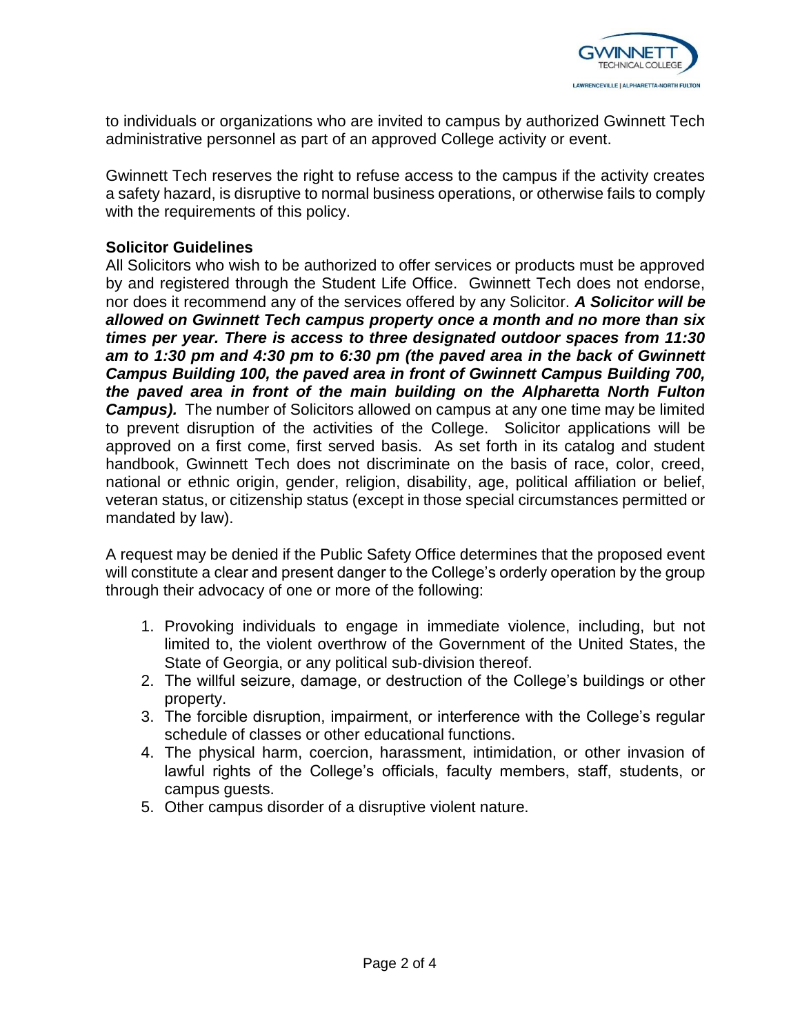to individuals or organizations who are invited to campus by authorized Gwinnett Tech administrative personnel as part of an approved College activity or event.

Gwinnett Tech reserves the right to refuse access to the campus if the activity creates a safety hazard, is disruptive to normal business operations, or otherwise fails to comply with the requirements of this policy.

**Solicitor Guidelines**

All Solicitors who wish to be authorized to offer services or products must be approved by and registered through the Student Life Office. Gwinnett Tech does not endorse, nor does it recommend any of the services offered by any Solicitor. ***A Solicitor will be allowed on Gwinnett Tech campus property once a month and no more than six times per year. There is access to three designated outdoor spaces from 11:30 am to 1:30 pm and 4:30 pm to 6:30 pm (the paved area in the back of Gwinnett Campus Building 100, the paved area in front of Gwinnett Campus Building 700, the paved area in front of the main building on the Alpharetta North Fulton Campus).*** The number of Solicitors allowed on campus at any one time may be limited to prevent disruption of the activities of the College. Solicitor applications will be approved on a first come, first served basis. As set forth in its catalog and student handbook, Gwinnett Tech does not discriminate on the basis of race, color, creed, national or ethnic origin, gender, religion, disability, age, political affiliation or belief, veteran status, or citizenship status (except in those special circumstances permitted or mandated by law).

A request may be denied if the Public Safety Office determines that the proposed event will constitute a clear and present danger to the College's orderly operation by the group through their advocacy of one or more of the following:

1. Provoking individuals to engage in immediate violence, including, but not limited to, the violent overthrow of the Government of the United States, the State of Georgia, or any political sub-division thereof.
2. The willful seizure, damage, or destruction of the College's buildings or other property.
3. The forcible disruption, impairment, or interference with the College's regular schedule of classes or other educational functions.
4. The physical harm, coercion, harassment, intimidation, or other invasion of lawful rights of the College's officials, faculty members, staff, students, or campus guests.
5. Other campus disorder of a disruptive violent nature.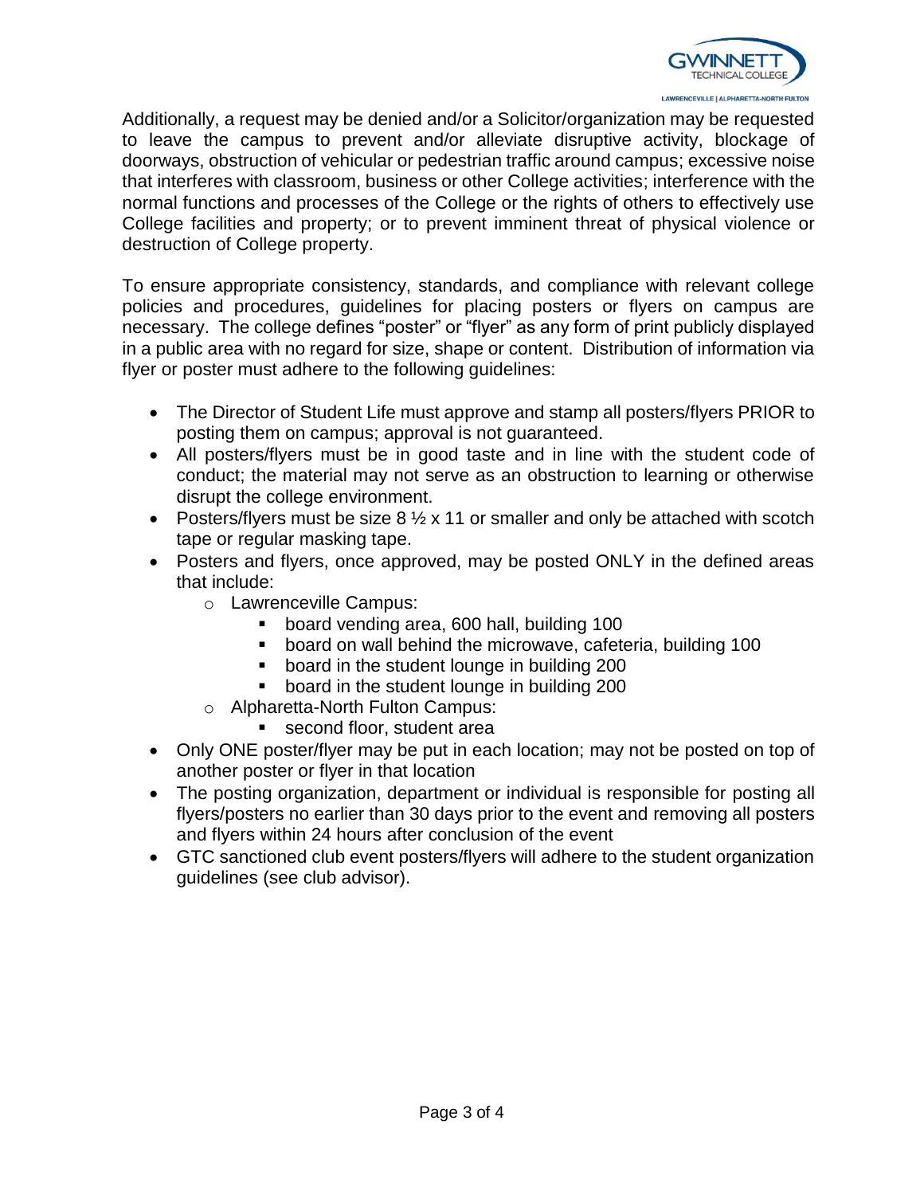Additionally, a request may be denied and/or a Solicitor/organization may be requested to leave the campus to prevent and/or alleviate disruptive activity, blockage of doorways, obstruction of vehicular or pedestrian traffic around campus; excessive noise that interferes with classroom, business or other College activities; interference with the normal functions and processes of the College or the rights of others to effectively use College facilities and property; or to prevent imminent threat of physical violence or destruction of College property.

To ensure appropriate consistency, standards, and compliance with relevant college policies and procedures, guidelines for placing posters or flyers on campus are necessary. The college defines "poster" or "flyer" as any form of print publicly displayed in a public area with no regard for size, shape or content. Distribution of information via flyer or poster must adhere to the following guidelines:

- The Director of Student Life must approve and stamp all posters/flyers PRIOR to posting them on campus; approval is not guaranteed.
- All posters/flyers must be in good taste and in line with the student code of conduct; the material may not serve as an obstruction to learning or otherwise disrupt the college environment.
- Posters/flyers must be size 8 ½ x 11 or smaller and only be attached with scotch tape or regular masking tape.
- Posters and flyers, once approved, may be posted ONLY in the defined areas that include:
  - Lawrenceville Campus:
    - board vending area, 600 hall, building 100
    - board on wall behind the microwave, cafeteria, building 100
    - board in the student lounge in building 200
    - board in the student lounge in building 200
  - Alpharetta-North Fulton Campus:
    - second floor, student area
- Only ONE poster/flyer may be put in each location; may not be posted on top of another poster or flyer in that location
- The posting organization, department or individual is responsible for posting all flyers/posters no earlier than 30 days prior to the event and removing all posters and flyers within 24 hours after conclusion of the event
- GTC sanctioned club event posters/flyers will adhere to the student organization guidelines (see club advisor).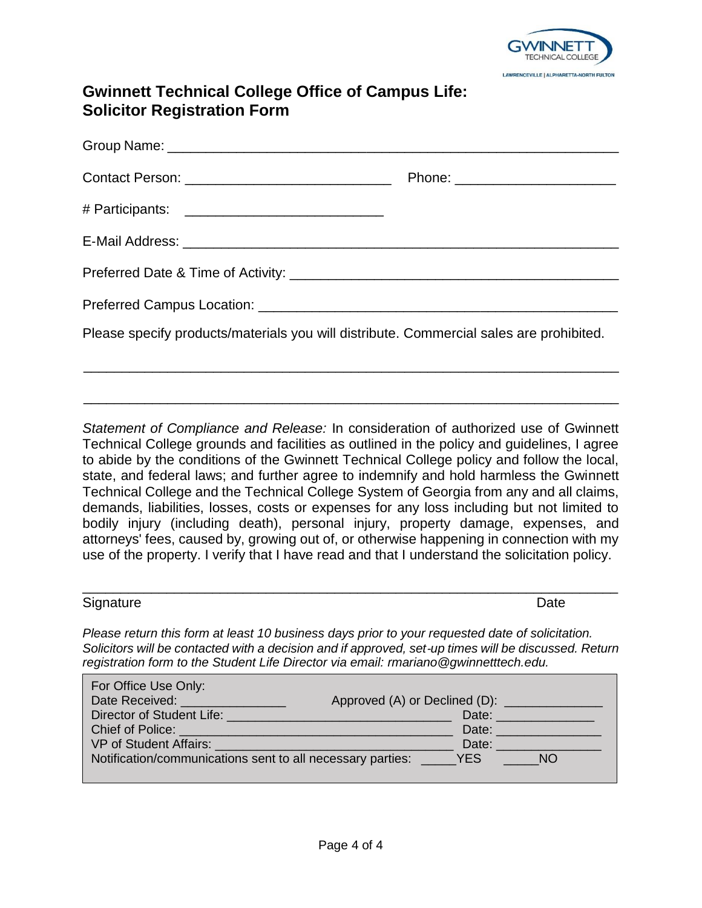# Gwinnett Technical College Office of Campus Life: Solicitor Registration Form

Group Name: ___________________________________________________________

Contact Person: ___________________________ Phone: _____________________

# Participants: __________________________

E-Mail Address: _________________________________________________________

Preferred Date & Time of Activity: ___________________________________________

Preferred Campus Location: _________________________________________________

Please specify products/materials you will distribute. Commercial sales are prohibited.

______________________________________________________________________

______________________________________________________________________

*Statement of Compliance and Release:* In consideration of authorized use of Gwinnett Technical College grounds and facilities as outlined in the policy and guidelines, I agree to abide by the conditions of the Gwinnett Technical College policy and follow the local, state, and federal laws; and further agree to indemnify and hold harmless the Gwinnett Technical College and the Technical College System of Georgia from any and all claims, demands, liabilities, losses, costs or expenses for any loss including but not limited to bodily injury (including death), personal injury, property damage, expenses, and attorneys' fees, caused by, growing out of, or otherwise happening in connection with my use of the property. I verify that I have read and that I understand the solicitation policy.

______________________________________________________________________

Signature                                                                                                    Date

*Please return this form at least 10 business days prior to your requested date of solicitation. Solicitors will be contacted with a decision and if approved, set-up times will be discussed. Return registration form to the Student Life Director via email: rmariano@gwinnetttech.edu.*

For Office Use Only:

Date Received: _______________ Approved (A) or Declined (D): ______________

Director of Student Life: _________________________________ Date: ______________

Chief of Police: _________________________________________ Date: ______________

VP of Student Affairs: ____________________________________ Date: ______________

Notification/communications sent to all necessary parties: _____YES _____NO